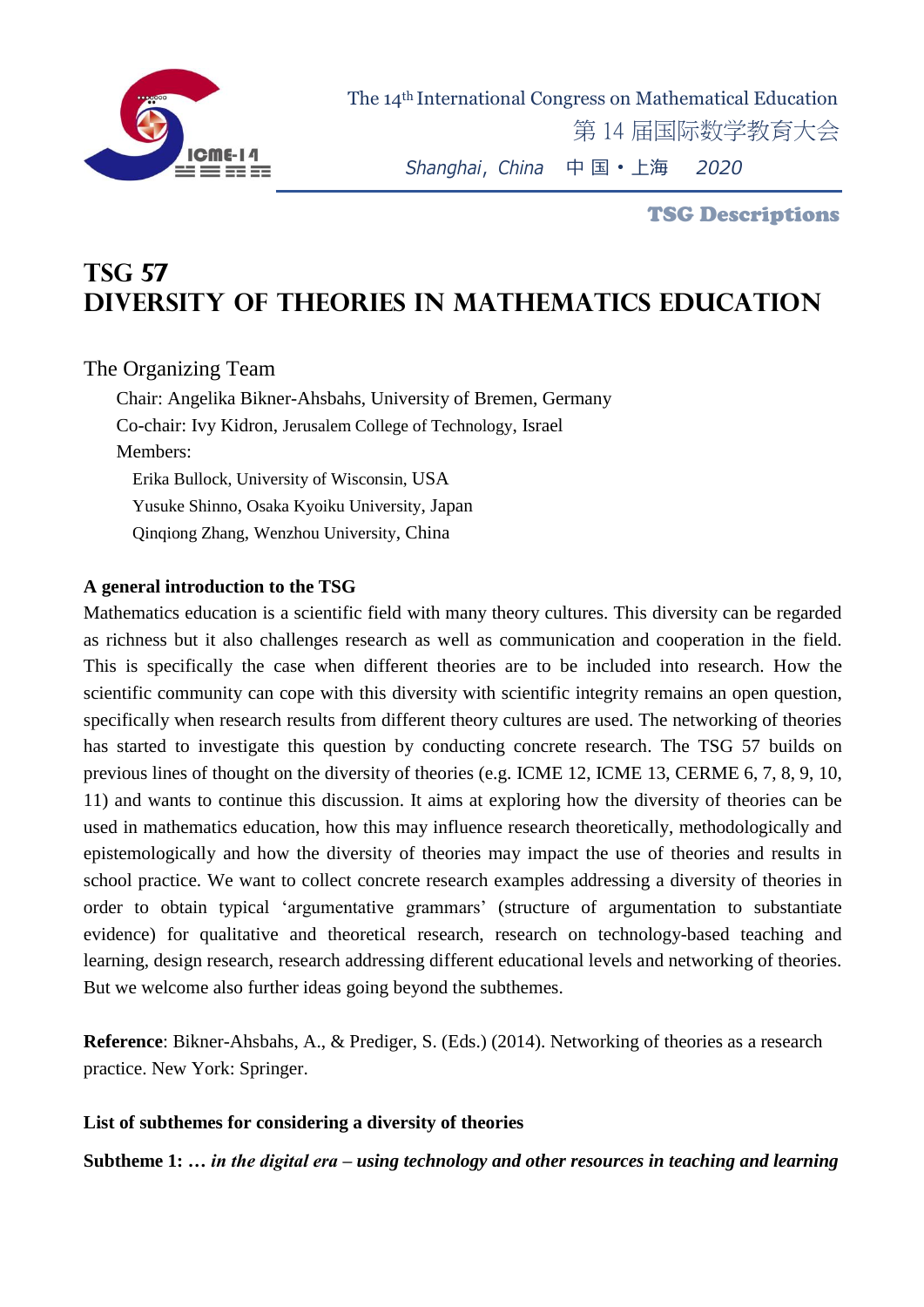The 14th International Congress on Mathematical Education
第 14 届国际数学教育大会
*Shanghai, China* 中 国 • 上海 *2020*

**TSG Descriptions**

# TSG 57
# DIVERSITY OF THEORIES IN MATHEMATICS EDUCATION

## The Organizing Team

Chair: Angelika Bikner-Ahsbahs, University of Bremen, Germany
Co-chair: Ivy Kidron, Jerusalem College of Technology, Israel
Members:
- Erika Bullock, University of Wisconsin, USA
- Yusuke Shinno, Osaka Kyoiku University, Japan
- Qinqiong Zhang, Wenzhou University, China

**A general introduction to the TSG**

Mathematics education is a scientific field with many theory cultures. This diversity can be regarded as richness but it also challenges research as well as communication and cooperation in the field. This is specifically the case when different theories are to be included into research. How the scientific community can cope with this diversity with scientific integrity remains an open question, specifically when research results from different theory cultures are used. The networking of theories has started to investigate this question by conducting concrete research. The TSG 57 builds on previous lines of thought on the diversity of theories (e.g. ICME 12, ICME 13, CERME 6, 7, 8, 9, 10, 11) and wants to continue this discussion. It aims at exploring how the diversity of theories can be used in mathematics education, how this may influence research theoretically, methodologically and epistemologically and how the diversity of theories may impact the use of theories and results in school practice. We want to collect concrete research examples addressing a diversity of theories in order to obtain typical 'argumentative grammars' (structure of argumentation to substantiate evidence) for qualitative and theoretical research, research on technology-based teaching and learning, design research, research addressing different educational levels and networking of theories. But we welcome also further ideas going beyond the subthemes.

**Reference**: Bikner-Ahsbahs, A., & Prediger, S. (Eds.) (2014). Networking of theories as a research practice. New York: Springer.

**List of subthemes for considering a diversity of theories**

**Subtheme 1: …** ***in the digital era – using technology and other resources in teaching and learning***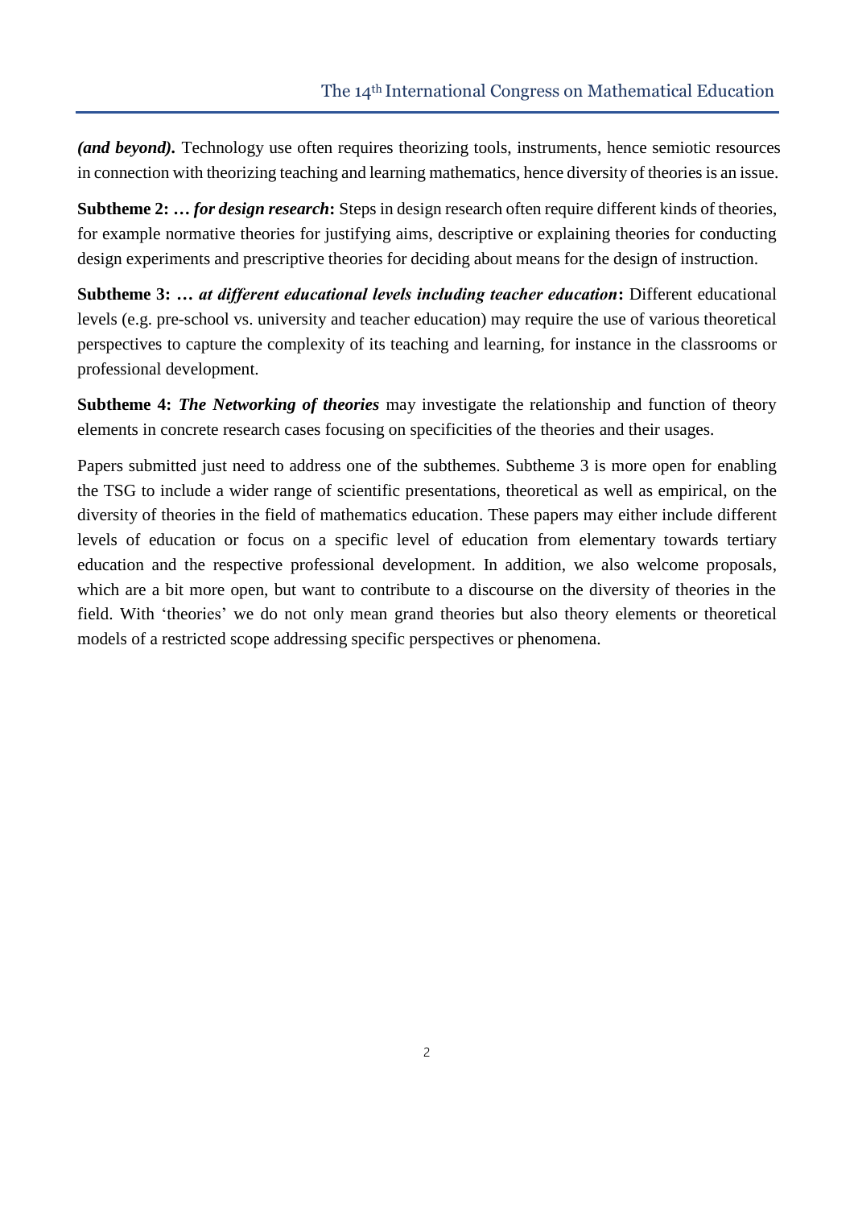***(and beyond).*** Technology use often requires theorizing tools, instruments, hence semiotic resources in connection with theorizing teaching and learning mathematics, hence diversity of theories is an issue.

**Subtheme 2: *… for design research*:** Steps in design research often require different kinds of theories, for example normative theories for justifying aims, descriptive or explaining theories for conducting design experiments and prescriptive theories for deciding about means for the design of instruction.

**Subtheme 3: *… at different educational levels including teacher education*:** Different educational levels (e.g. pre-school vs. university and teacher education) may require the use of various theoretical perspectives to capture the complexity of its teaching and learning, for instance in the classrooms or professional development.

**Subtheme 4: *The Networking of theories*** may investigate the relationship and function of theory elements in concrete research cases focusing on specificities of the theories and their usages.

Papers submitted just need to address one of the subthemes. Subtheme 3 is more open for enabling the TSG to include a wider range of scientific presentations, theoretical as well as empirical, on the diversity of theories in the field of mathematics education. These papers may either include different levels of education or focus on a specific level of education from elementary towards tertiary education and the respective professional development. In addition, we also welcome proposals, which are a bit more open, but want to contribute to a discourse on the diversity of theories in the field. With 'theories' we do not only mean grand theories but also theory elements or theoretical models of a restricted scope addressing specific perspectives or phenomena.